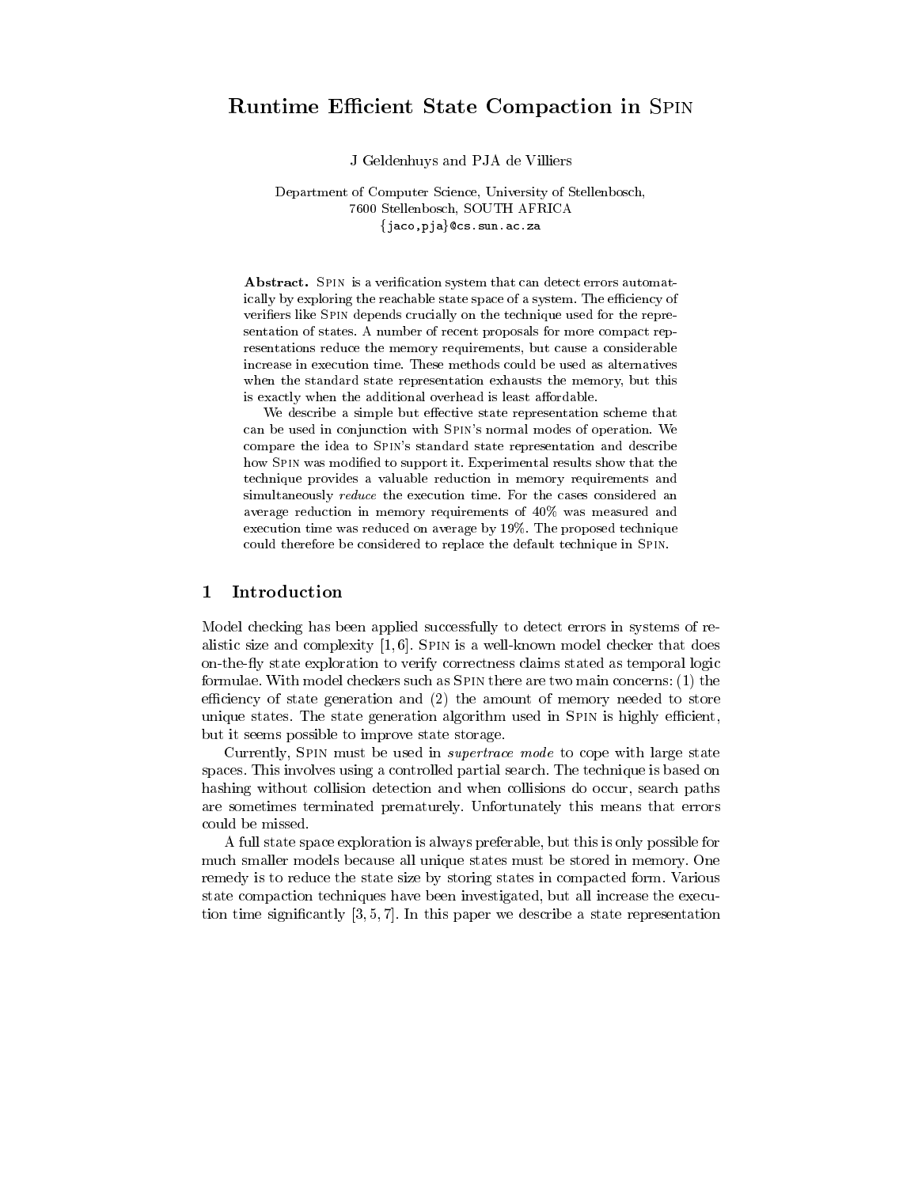# Runtime Efficient State Compaction in SPIN

J Geldenhuys and PJA de Villiers

Department of Computer Science, University of Stellenbosch,
7600 Stellenbosch, SOUTH AFRICA
{jaco,pja}@cs.sun.ac.za

**Abstract.** SPIN is a verification system that can detect errors automatically by exploring the reachable state space of a system. The efficiency of verifiers like SPIN depends crucially on the technique used for the representation of states. A number of recent proposals for more compact representations reduce the memory requirements, but cause a considerable increase in execution time. These methods could be used as alternatives when the standard state representation exhausts the memory, but this is exactly when the additional overhead is least affordable.

We describe a simple but effective state representation scheme that can be used in conjunction with SPIN's normal modes of operation. We compare the idea to SPIN's standard state representation and describe how SPIN was modified to support it. Experimental results show that the technique provides a valuable reduction in memory requirements and simultaneously *reduce* the execution time. For the cases considered an average reduction in memory requirements of 40% was measured and execution time was reduced on average by 19%. The proposed technique could therefore be considered to replace the default technique in SPIN.

## 1 Introduction

Model checking has been applied successfully to detect errors in systems of realistic size and complexity [1, 6]. SPIN is a well-known model checker that does on-the-fly state exploration to verify correctness claims stated as temporal logic formulae. With model checkers such as SPIN there are two main concerns: (1) the efficiency of state generation and (2) the amount of memory needed to store unique states. The state generation algorithm used in SPIN is highly efficient, but it seems possible to improve state storage.

Currently, SPIN must be used in *supertrace mode* to cope with large state spaces. This involves using a controlled partial search. The technique is based on hashing without collision detection and when collisions do occur, search paths are sometimes terminated prematurely. Unfortunately this means that errors could be missed.

A full state space exploration is always preferable, but this is only possible for much smaller models because all unique states must be stored in memory. One remedy is to reduce the state size by storing states in compacted form. Various state compaction techniques have been investigated, but all increase the execution time significantly [3, 5, 7]. In this paper we describe a state representation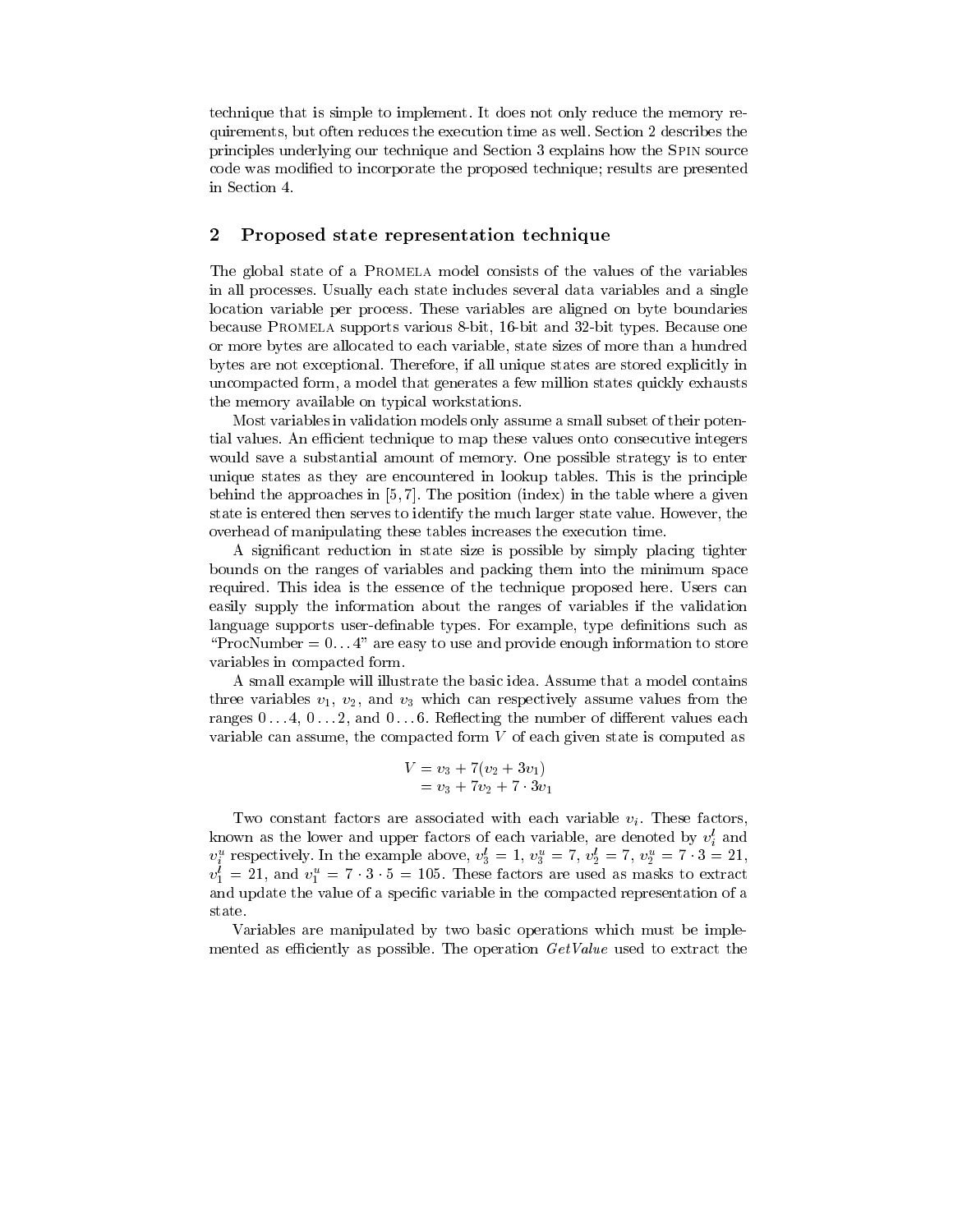technique that is simple to implement. It does not only reduce the memory requirements, but often reduces the execution time as well. Section 2 describes the principles underlying our technique and Section 3 explains how the Spin source code was modified to incorporate the proposed technique; results are presented in Section 4.

## 2 Proposed state representation technique

The global state of a Promela model consists of the values of the variables in all processes. Usually each state includes several data variables and a single location variable per process. These variables are aligned on byte boundaries because Promela supports various 8-bit, 16-bit and 32-bit types. Because one or more bytes are allocated to each variable, state sizes of more than a hundred bytes are not exceptional. Therefore, if all unique states are stored explicitly in uncompacted form, a model that generates a few million states quickly exhausts the memory available on typical workstations.

Most variables in validation models only assume a small subset of their potential values. An efficient technique to map these values onto consecutive integers would save a substantial amount of memory. One possible strategy is to enter unique states as they are encountered in lookup tables. This is the principle behind the approaches in [5, 7]. The position (index) in the table where a given state is entered then serves to identify the much larger state value. However, the overhead of manipulating these tables increases the execution time.

A significant reduction in state size is possible by simply placing tighter bounds on the ranges of variables and packing them into the minimum space required. This idea is the essence of the technique proposed here. Users can easily supply the information about the ranges of variables if the validation language supports user-definable types. For example, type definitions such as "ProcNumber = $0 \ldots 4$" are easy to use and provide enough information to store variables in compacted form.

A small example will illustrate the basic idea. Assume that a model contains three variables $v_1$, $v_2$, and $v_3$ which can respectively assume values from the ranges $0 \ldots 4$, $0 \ldots 2$, and $0 \ldots 6$. Reflecting the number of different values each variable can assume, the compacted form $V$ of each given state is computed as

$$\begin{aligned} V &= v_3 + 7(v_2 + 3v_1) \\ &= v_3 + 7v_2 + 7 \cdot 3v_1 \end{aligned}$$

Two constant factors are associated with each variable $v_i$. These factors, known as the lower and upper factors of each variable, are denoted by $v_i^l$ and $v_i^u$ respectively. In the example above, $v_3^l = 1$, $v_3^u = 7$, $v_2^l = 7$, $v_2^u = 7 \cdot 3 = 21$, $v_1^l = 21$, and $v_1^u = 7 \cdot 3 \cdot 5 = 105$. These factors are used as masks to extract and update the value of a specific variable in the compacted representation of a state.

Variables are manipulated by two basic operations which must be implemented as efficiently as possible. The operation *GetValue* used to extract the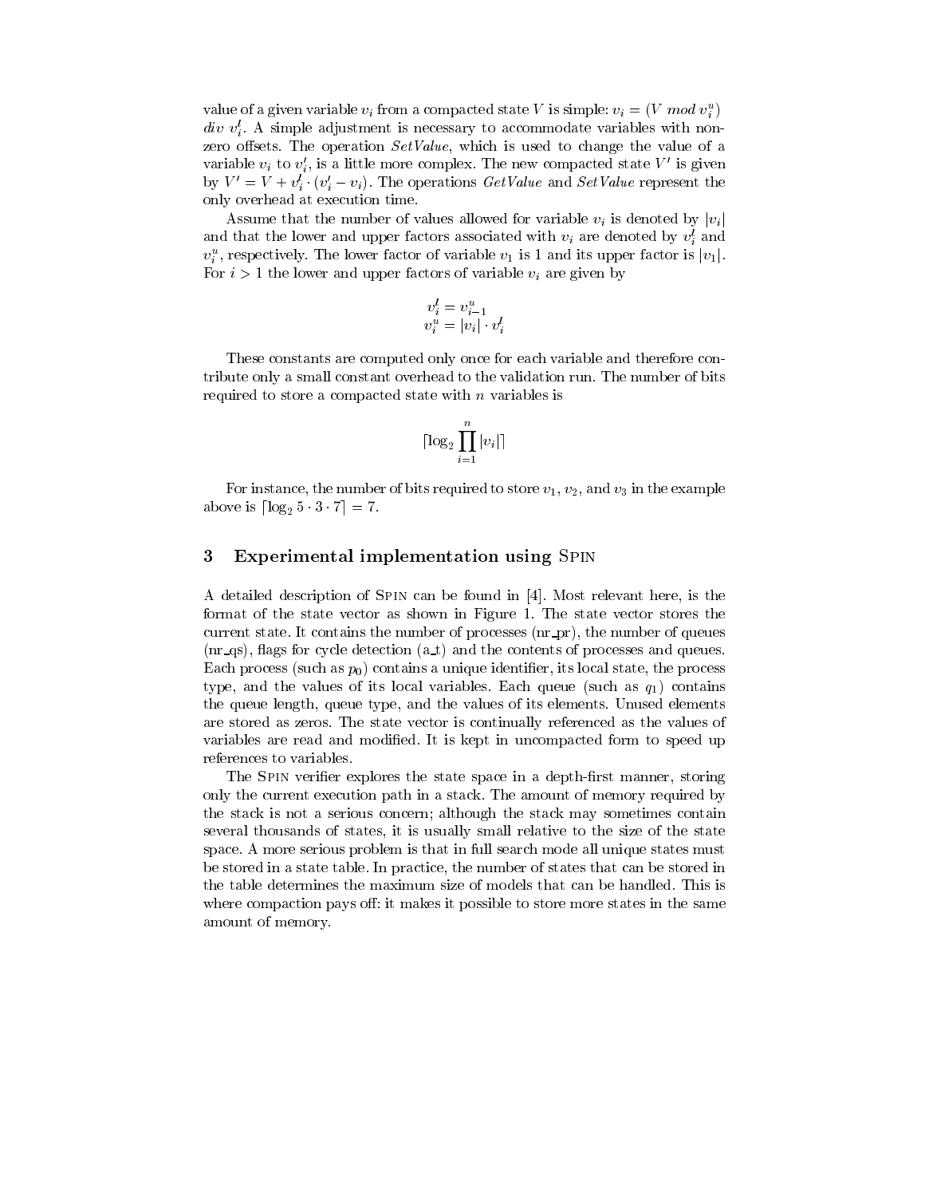value of a given variable $v_i$ from a compacted state $V$ is simple: $v_i = (V \ mod \ v_i^u)$ $div \ v_i^l$. A simple adjustment is necessary to accommodate variables with non-zero offsets. The operation *SetValue*, which is used to change the value of a variable $v_i$ to $v_i'$, is a little more complex. The new compacted state $V'$ is given by $V' = V + v_i^l \cdot (v_i' - v_i)$. The operations *GetValue* and *SetValue* represent the only overhead at execution time.

Assume that the number of values allowed for variable $v_i$ is denoted by $|v_i|$ and that the lower and upper factors associated with $v_i$ are denoted by $v_i^l$ and $v_i^u$, respectively. The lower factor of variable $v_1$ is 1 and its upper factor is $|v_1|$. For $i > 1$ the lower and upper factors of variable $v_i$ are given by

$$
\begin{aligned}
v_i^l &= v_{i-1}^u \\
v_i^u &= |v_i| \cdot v_i^l
\end{aligned}
$$

These constants are computed only once for each variable and therefore contribute only a small constant overhead to the validation run. The number of bits required to store a compacted state with $n$ variables is

$$
\lceil \log_2 \prod_{i=1}^{n} |v_i| \rceil
$$

For instance, the number of bits required to store $v_1$, $v_2$, and $v_3$ in the example above is $\lceil \log_2 5 \cdot 3 \cdot 7 \rceil = 7$.

## 3 Experimental implementation using SPIN

A detailed description of SPIN can be found in [4]. Most relevant here, is the format of the state vector as shown in Figure 1. The state vector stores the current state. It contains the number of processes (nr_pr), the number of queues (nr_qs), flags for cycle detection (a_t) and the contents of processes and queues. Each process (such as $p_0$) contains a unique identifier, its local state, the process type, and the values of its local variables. Each queue (such as $q_1$) contains the queue length, queue type, and the values of its elements. Unused elements are stored as zeros. The state vector is continually referenced as the values of variables are read and modified. It is kept in uncompacted form to speed up references to variables.

The SPIN verifier explores the state space in a depth-first manner, storing only the current execution path in a stack. The amount of memory required by the stack is not a serious concern; although the stack may sometimes contain several thousands of states, it is usually small relative to the size of the state space. A more serious problem is that in full search mode all unique states must be stored in a state table. In practice, the number of states that can be stored in the table determines the maximum size of models that can be handled. This is where compaction pays off: it makes it possible to store more states in the same amount of memory.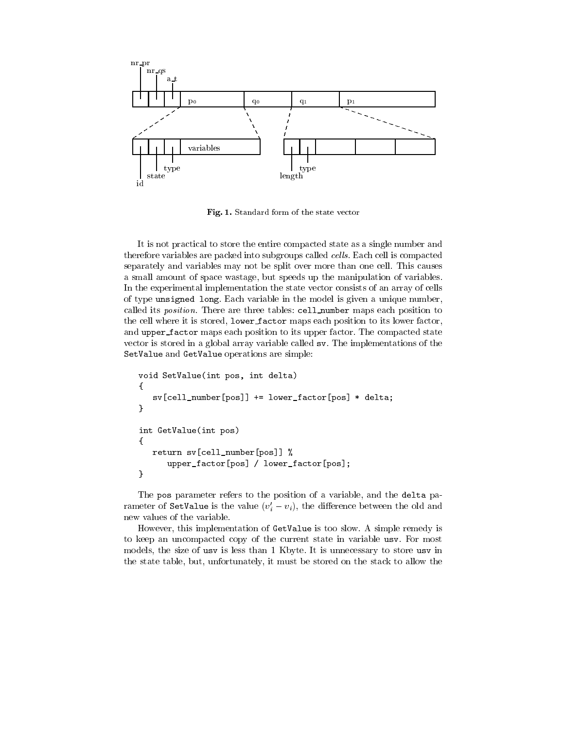Fig. 1. Standard form of the state vector

It is not practical to store the entire compacted state as a single number and therefore variables are packed into subgroups called *cells*. Each cell is compacted separately and variables may not be split over more than one cell. This causes a small amount of space wastage, but speeds up the manipulation of variables. In the experimental implementation the state vector consists of an array of cells of type `unsigned long`. Each variable in the model is given a unique number, called its *position*. There are three tables: `cell_number` maps each position to the cell where it is stored, `lower_factor` maps each position to its lower factor, and `upper_factor` maps each position to its upper factor. The compacted state vector is stored in a global array variable called `sv`. The implementations of the `SetValue` and `GetValue` operations are simple:

```
void SetValue(int pos, int delta)
{
   sv[cell_number[pos]] += lower_factor[pos] * delta;
}

int GetValue(int pos)
{
   return sv[cell_number[pos]] %
      upper_factor[pos] / lower_factor[pos];
}
```

The `pos` parameter refers to the position of a variable, and the `delta` parameter of `SetValue` is the value $(v_i' - v_i)$, the difference between the old and new values of the variable.

However, this implementation of `GetValue` is too slow. A simple remedy is to keep an uncompacted copy of the current state in variable `usv`. For most models, the size of `usv` is less than 1 Kbyte. It is unnecessary to store `usv` in the state table, but, unfortunately, it must be stored on the stack to allow the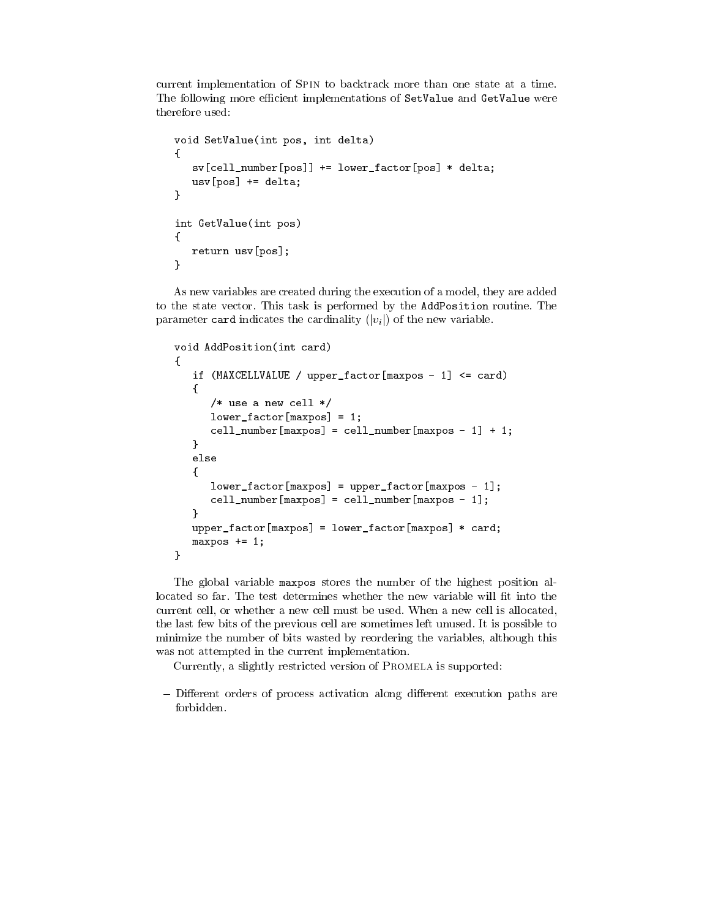current implementation of SPIN to backtrack more than one state at a time. The following more efficient implementations of SetValue and GetValue were therefore used:

```
void SetValue(int pos, int delta)
{
   sv[cell_number[pos]] += lower_factor[pos] * delta;
   usv[pos] += delta;
}

int GetValue(int pos)
{
   return usv[pos];
}
```

As new variables are created during the execution of a model, they are added to the state vector. This task is performed by the AddPosition routine. The parameter card indicates the cardinality ($|v_i|$) of the new variable.

```
void AddPosition(int card)
{
   if (MAXCELLVALUE / upper_factor[maxpos - 1] <= card)
   {
      /* use a new cell */
      lower_factor[maxpos] = 1;
      cell_number[maxpos] = cell_number[maxpos - 1] + 1;
   }
   else
   {
      lower_factor[maxpos] = upper_factor[maxpos - 1];
      cell_number[maxpos] = cell_number[maxpos - 1];
   }
   upper_factor[maxpos] = lower_factor[maxpos] * card;
   maxpos += 1;
}
```

The global variable maxpos stores the number of the highest position allocated so far. The test determines whether the new variable will fit into the current cell, or whether a new cell must be used. When a new cell is allocated, the last few bits of the previous cell are sometimes left unused. It is possible to minimize the number of bits wasted by reordering the variables, although this was not attempted in the current implementation.

Currently, a slightly restricted version of PROMELA is supported:

- Different orders of process activation along different execution paths are forbidden.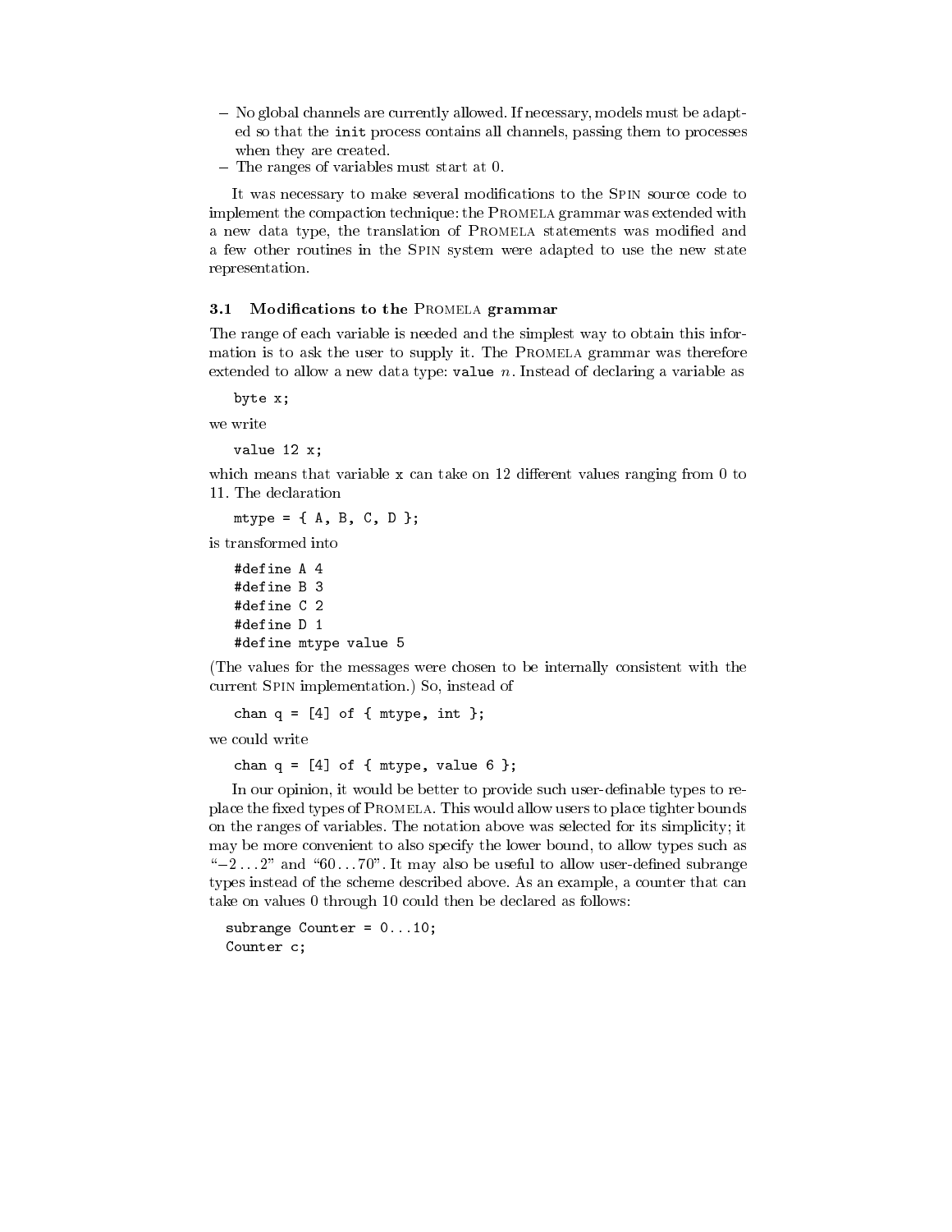- No global channels are currently allowed. If necessary, models must be adapted so that the `init` process contains all channels, passing them to processes when they are created.
- The ranges of variables must start at 0.

It was necessary to make several modifications to the SPIN source code to implement the compaction technique: the PROMELA grammar was extended with a new data type, the translation of PROMELA statements was modified and a few other routines in the SPIN system were adapted to use the new state representation.

### 3.1 Modifications to the PROMELA grammar

The range of each variable is needed and the simplest way to obtain this information is to ask the user to supply it. The PROMELA grammar was therefore extended to allow a new data type: `value` $n$. Instead of declaring a variable as

```
byte x;
```

we write

```
value 12 x;
```

which means that variable `x` can take on 12 different values ranging from 0 to 11. The declaration

```
mtype = { A, B, C, D };
```

is transformed into

```
#define A 4
#define B 3
#define C 2
#define D 1
#define mtype value 5
```

(The values for the messages were chosen to be internally consistent with the current SPIN implementation.) So, instead of

```
chan q = [4] of { mtype, int };
```

we could write

```
chan q = [4] of { mtype, value 6 };
```

In our opinion, it would be better to provide such user-definable types to replace the fixed types of PROMELA. This would allow users to place tighter bounds on the ranges of variables. The notation above was selected for its simplicity; it may be more convenient to also specify the lower bound, to allow types such as "$-2 \ldots 2$" and "$60 \ldots 70$". It may also be useful to allow user-defined subrange types instead of the scheme described above. As an example, a counter that can take on values 0 through 10 could then be declared as follows:

```
subrange Counter = 0...10;
Counter c;
```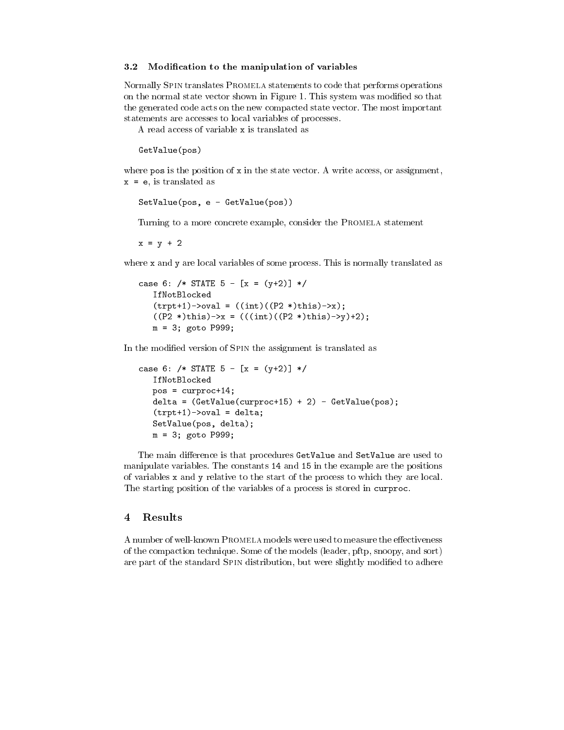### 3.2 Modification to the manipulation of variables

Normally SPIN translates PROMELA statements to code that performs operations on the normal state vector shown in Figure 1. This system was modified so that the generated code acts on the new compacted state vector. The most important statements are accesses to local variables of processes.

A read access of variable `x` is translated as

```
GetValue(pos)
```

where `pos` is the position of `x` in the state vector. A write access, or assignment, `x = e`, is translated as

```
SetValue(pos, e - GetValue(pos))
```

Turning to a more concrete example, consider the PROMELA statement

```
x = y + 2
```

where `x` and `y` are local variables of some process. This is normally translated as

```
case 6: /* STATE 5 - [x = (y+2)] */
   IfNotBlocked
   (trpt+1)->oval = ((int)((P2 *)this)->x);
   ((P2 *)this)->x = (((int)((P2 *)this)->y)+2);
   m = 3; goto P999;
```

In the modified version of SPIN the assignment is translated as

```
case 6: /* STATE 5 - [x = (y+2)] */
   IfNotBlocked
   pos = curproc+14;
   delta = (GetValue(curproc+15) + 2) - GetValue(pos);
   (trpt+1)->oval = delta;
   SetValue(pos, delta);
   m = 3; goto P999;
```

The main difference is that procedures `GetValue` and `SetValue` are used to manipulate variables. The constants 14 and 15 in the example are the positions of variables `x` and `y` relative to the start of the process to which they are local. The starting position of the variables of a process is stored in `curproc`.

## 4 Results

A number of well-known PROMELA models were used to measure the effectiveness of the compaction technique. Some of the models (leader, pftp, snoopy, and sort) are part of the standard SPIN distribution, but were slightly modified to adhere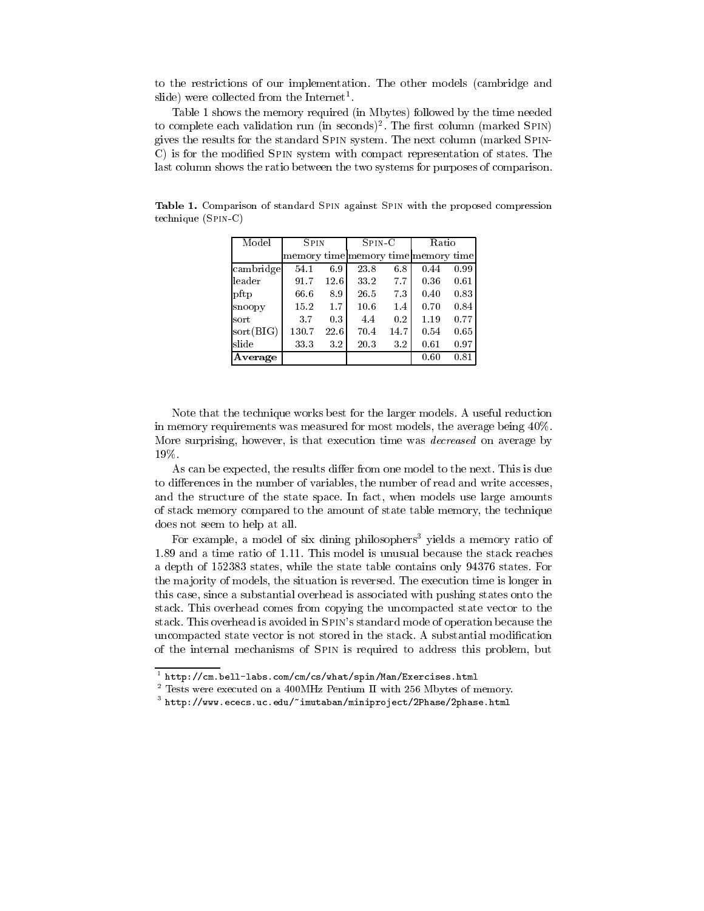to the restrictions of our implementation. The other models (cambridge and slide) were collected from the Internet[1].

Table 1 shows the memory required (in Mbytes) followed by the time needed to complete each validation run (in seconds)[2]. The first column (marked SPIN) gives the results for the standard SPIN system. The next column (marked SPIN-C) is for the modified SPIN system with compact representation of states. The last column shows the ratio between the two systems for purposes of comparison.

**Table 1.** Comparison of standard SPIN against SPIN with the proposed compression technique (SPIN-C)

| Model | SPIN | | SPIN-C | | Ratio | |
|---|---|---|---|---|---|---|
| | memory | time | memory | time | memory | time |
| cambridge | 54.1 | 6.9 | 23.8 | 6.8 | 0.44 | 0.99 |
| leader | 91.7 | 12.6 | 33.2 | 7.7 | 0.36 | 0.61 |
| pftp | 66.6 | 8.9 | 26.5 | 7.3 | 0.40 | 0.83 |
| snoopy | 15.2 | 1.7 | 10.6 | 1.4 | 0.70 | 0.84 |
| sort | 3.7 | 0.3 | 4.4 | 0.2 | 1.19 | 0.77 |
| sort(BIG) | 130.7 | 22.6 | 70.4 | 14.7 | 0.54 | 0.65 |
| slide | 33.3 | 3.2 | 20.3 | 3.2 | 0.61 | 0.97 |
| **Average** | | | | | 0.60 | 0.81 |

Note that the technique works best for the larger models. A useful reduction in memory requirements was measured for most models, the average being 40%. More surprising, however, is that execution time was *decreased* on average by 19%.

As can be expected, the results differ from one model to the next. This is due to differences in the number of variables, the number of read and write accesses, and the structure of the state space. In fact, when models use large amounts of stack memory compared to the amount of state table memory, the technique does not seem to help at all.

For example, a model of six dining philosophers[3] yields a memory ratio of 1.89 and a time ratio of 1.11. This model is unusual because the stack reaches a depth of 152383 states, while the state table contains only 94376 states. For the majority of models, the situation is reversed. The execution time is longer in this case, since a substantial overhead is associated with pushing states onto the stack. This overhead comes from copying the uncompacted state vector to the stack. This overhead is avoided in SPIN's standard mode of operation because the uncompacted state vector is not stored in the stack. A substantial modification of the internal mechanisms of SPIN is required to address this problem, but

[1] `http://cm.bell-labs.com/cm/cs/what/spin/Man/Exercises.html`

[2] Tests were executed on a 400MHz Pentium II with 256 Mbytes of memory.

[3] `http://www.ececs.uc.edu/~imutaban/miniproject/2Phase/2phase.html`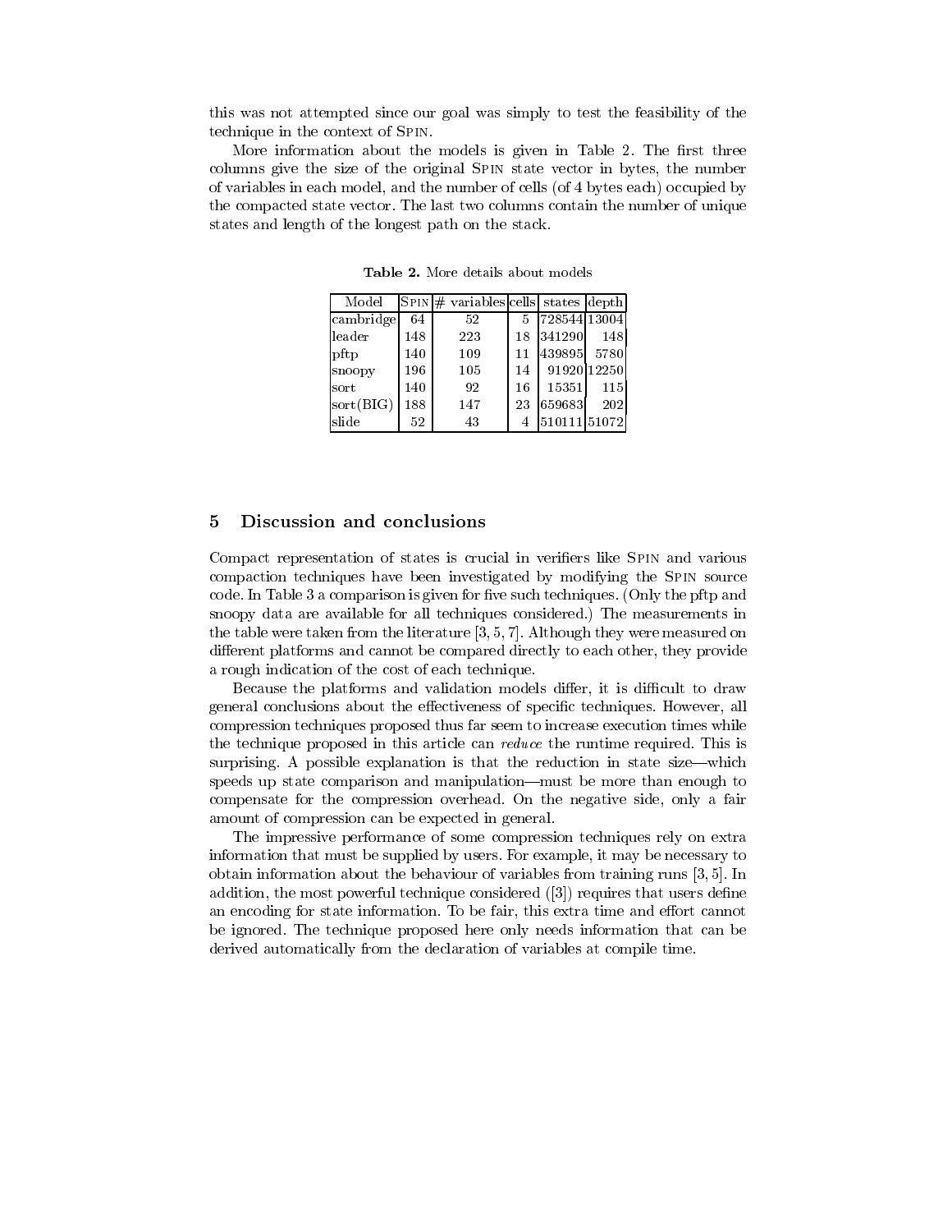this was not attempted since our goal was simply to test the feasibility of the technique in the context of SPIN.

More information about the models is given in Table 2. The first three columns give the size of the original SPIN state vector in bytes, the number of variables in each model, and the number of cells (of 4 bytes each) occupied by the compacted state vector. The last two columns contain the number of unique states and length of the longest path on the stack.

**Table 2.** More details about models

| Model | SPIN | # variables | cells | states | depth |
|---|---|---|---|---|---|
| cambridge | 64 | 52 | 5 | 728544 | 13004 |
| leader | 148 | 223 | 18 | 341290 | 148 |
| pftp | 140 | 109 | 11 | 439895 | 5780 |
| snoopy | 196 | 105 | 14 | 91920 | 12250 |
| sort | 140 | 92 | 16 | 15351 | 115 |
| sort(BIG) | 188 | 147 | 23 | 659683 | 202 |
| slide | 52 | 43 | 4 | 510111 | 51072 |

## 5 Discussion and conclusions

Compact representation of states is crucial in verifiers like SPIN and various compaction techniques have been investigated by modifying the SPIN source code. In Table 3 a comparison is given for five such techniques. (Only the pftp and snoopy data are available for all techniques considered.) The measurements in the table were taken from the literature [3, 5, 7]. Although they were measured on different platforms and cannot be compared directly to each other, they provide a rough indication of the cost of each technique.

Because the platforms and validation models differ, it is difficult to draw general conclusions about the effectiveness of specific techniques. However, all compression techniques proposed thus far seem to increase execution times while the technique proposed in this article can *reduce* the runtime required. This is surprising. A possible explanation is that the reduction in state size—which speeds up state comparison and manipulation—must be more than enough to compensate for the compression overhead. On the negative side, only a fair amount of compression can be expected in general.

The impressive performance of some compression techniques rely on extra information that must be supplied by users. For example, it may be necessary to obtain information about the behaviour of variables from training runs [3, 5]. In addition, the most powerful technique considered ([3]) requires that users define an encoding for state information. To be fair, this extra time and effort cannot be ignored. The technique proposed here only needs information that can be derived automatically from the declaration of variables at compile time.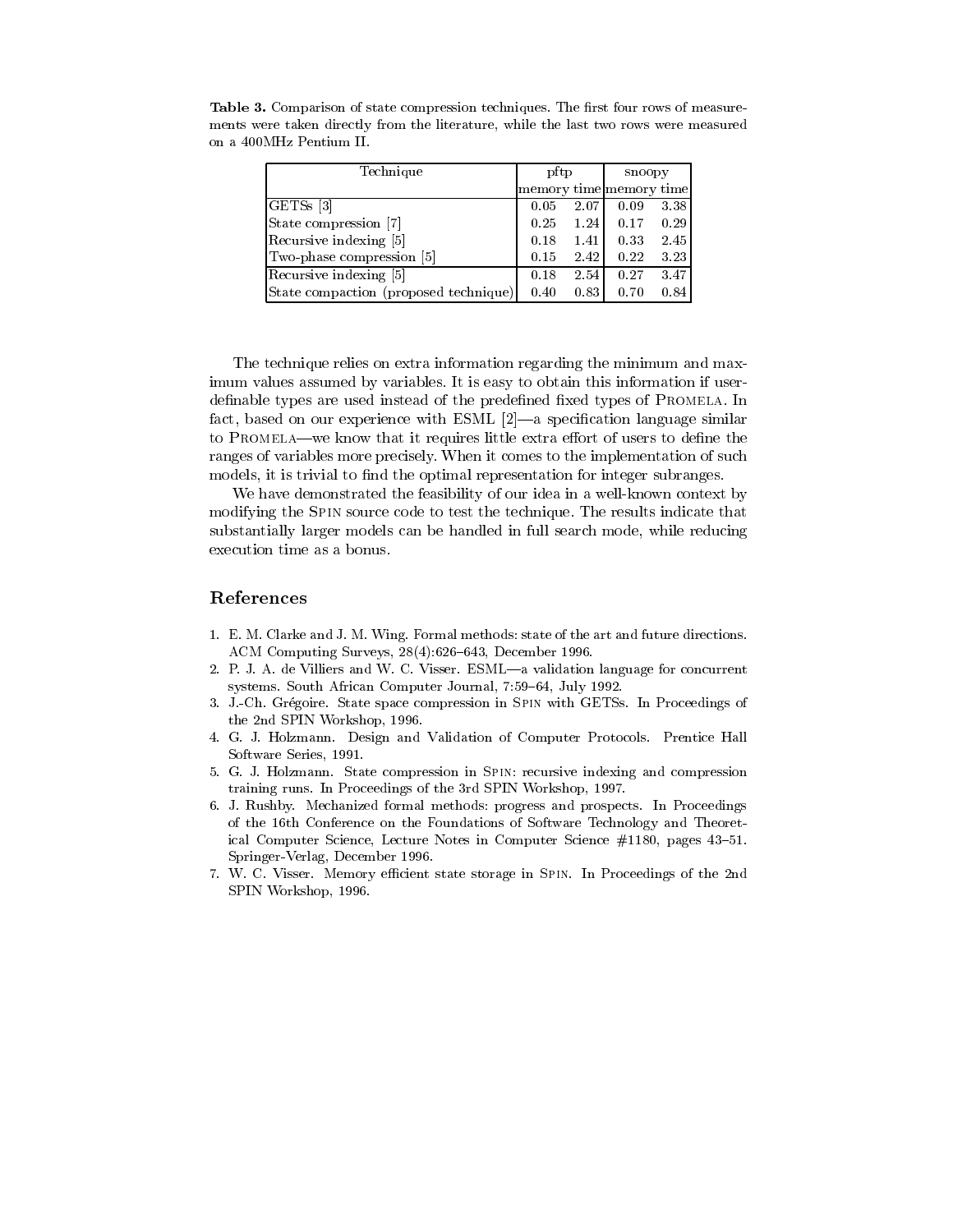**Table 3.** Comparison of state compression techniques. The first four rows of measurements were taken directly from the literature, while the last two rows were measured on a 400MHz Pentium II.

| Technique | pftp | | snoopy | |
|---|---|---|---|---|
| | memory | time | memory | time |
| GETSs [3] | 0.05 | 2.07 | 0.09 | 3.38 |
| State compression [7] | 0.25 | 1.24 | 0.17 | 0.29 |
| Recursive indexing [5] | 0.18 | 1.41 | 0.33 | 2.45 |
| Two-phase compression [5] | 0.15 | 2.42 | 0.22 | 3.23 |
| Recursive indexing [5] | 0.18 | 2.54 | 0.27 | 3.47 |
| State compaction (proposed technique) | 0.40 | 0.83 | 0.70 | 0.84 |

The technique relies on extra information regarding the minimum and maximum values assumed by variables. It is easy to obtain this information if user-definable types are used instead of the predefined fixed types of PROMELA. In fact, based on our experience with ESML [2]—a specification language similar to PROMELA—we know that it requires little extra effort of users to define the ranges of variables more precisely. When it comes to the implementation of such models, it is trivial to find the optimal representation for integer subranges.

We have demonstrated the feasibility of our idea in a well-known context by modifying the SPIN source code to test the technique. The results indicate that substantially larger models can be handled in full search mode, while reducing execution time as a bonus.

## References

1. E. M. Clarke and J. M. Wing. Formal methods: state of the art and future directions. ACM Computing Surveys, 28(4):626–643, December 1996.
2. P. J. A. de Villiers and W. C. Visser. ESML—a validation language for concurrent systems. South African Computer Journal, 7:59–64, July 1992.
3. J.-Ch. Grégoire. State space compression in SPIN with GETSs. In Proceedings of the 2nd SPIN Workshop, 1996.
4. G. J. Holzmann. Design and Validation of Computer Protocols. Prentice Hall Software Series, 1991.
5. G. J. Holzmann. State compression in SPIN: recursive indexing and compression training runs. In Proceedings of the 3rd SPIN Workshop, 1997.
6. J. Rushby. Mechanized formal methods: progress and prospects. In Proceedings of the 16th Conference on the Foundations of Software Technology and Theoretical Computer Science, Lecture Notes in Computer Science #1180, pages 43–51. Springer-Verlag, December 1996.
7. W. C. Visser. Memory efficient state storage in SPIN. In Proceedings of the 2nd SPIN Workshop, 1996.